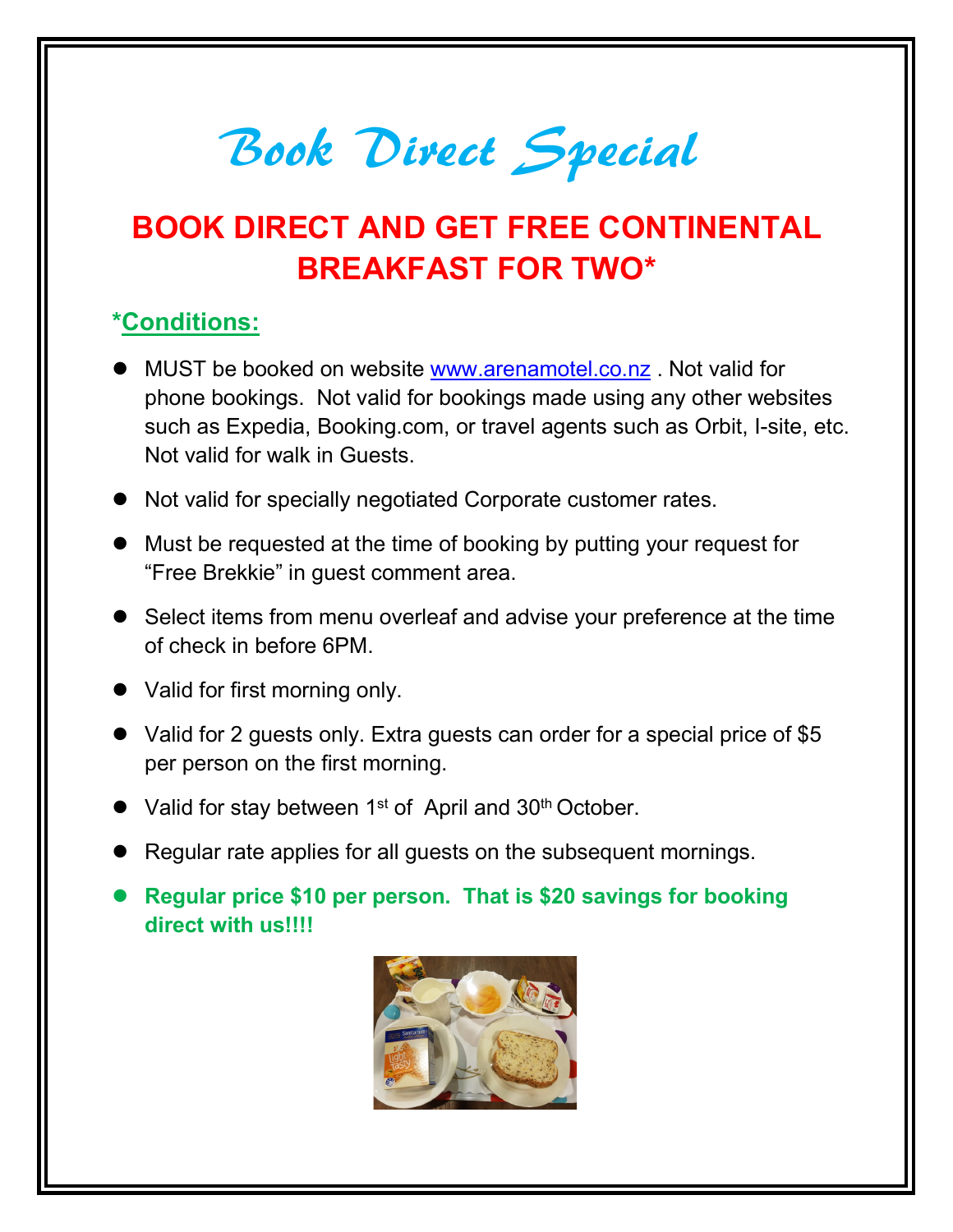# *Book Direct Special*

## BOOK DIRECT AND GET FREE CONTINENTAL BREAKFAST FOR TWO*

### *Conditions:

- MUST be booked on website www.arenamotel.co.nz . Not valid for phone bookings. Not valid for bookings made using any other websites such as Expedia, Booking.com, or travel agents such as Orbit, I-site, etc. Not valid for walk in Guests.
- Not valid for specially negotiated Corporate customer rates.
- Must be requested at the time of booking by putting your request for "Free Brekkie" in guest comment area.
- Select items from menu overleaf and advise your preference at the time of check in before 6PM.
- Valid for first morning only.
- Valid for 2 guests only. Extra guests can order for a special price of $5 per person on the first morning.
- Valid for stay between 1st of April and 30th October.
- Regular rate applies for all guests on the subsequent mornings.
- **Regular price $10 per person. That is $20 savings for booking direct with us!!!!**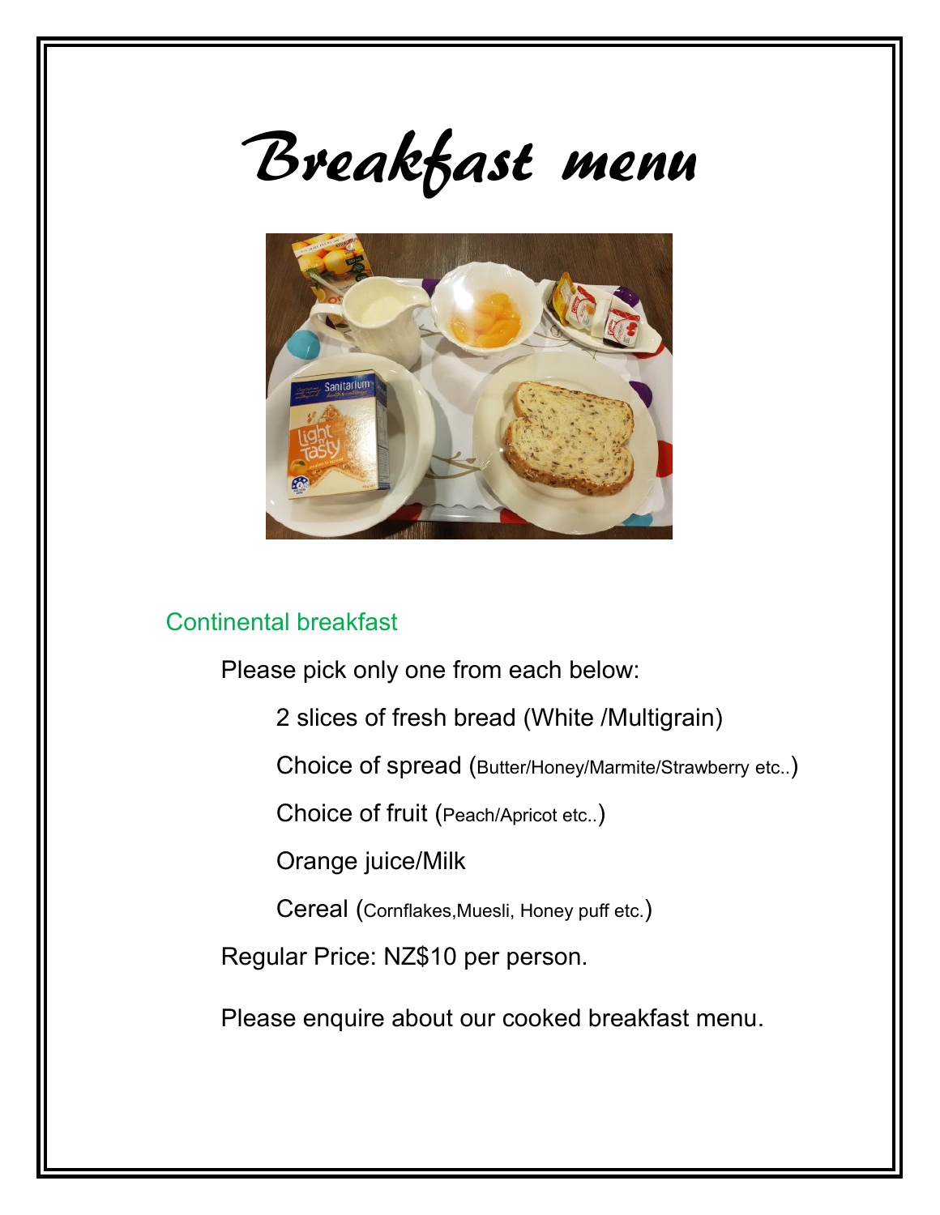# *Breakfast menu*

## Continental breakfast

Please pick only one from each below:

- 2 slices of fresh bread (White /Multigrain)
- Choice of spread (Butter/Honey/Marmite/Strawberry etc..)
- Choice of fruit (Peach/Apricot etc..)
- Orange juice/Milk
- Cereal (Cornflakes,Muesli, Honey puff etc.)

Regular Price: NZ$10 per person.

Please enquire about our cooked breakfast menu.